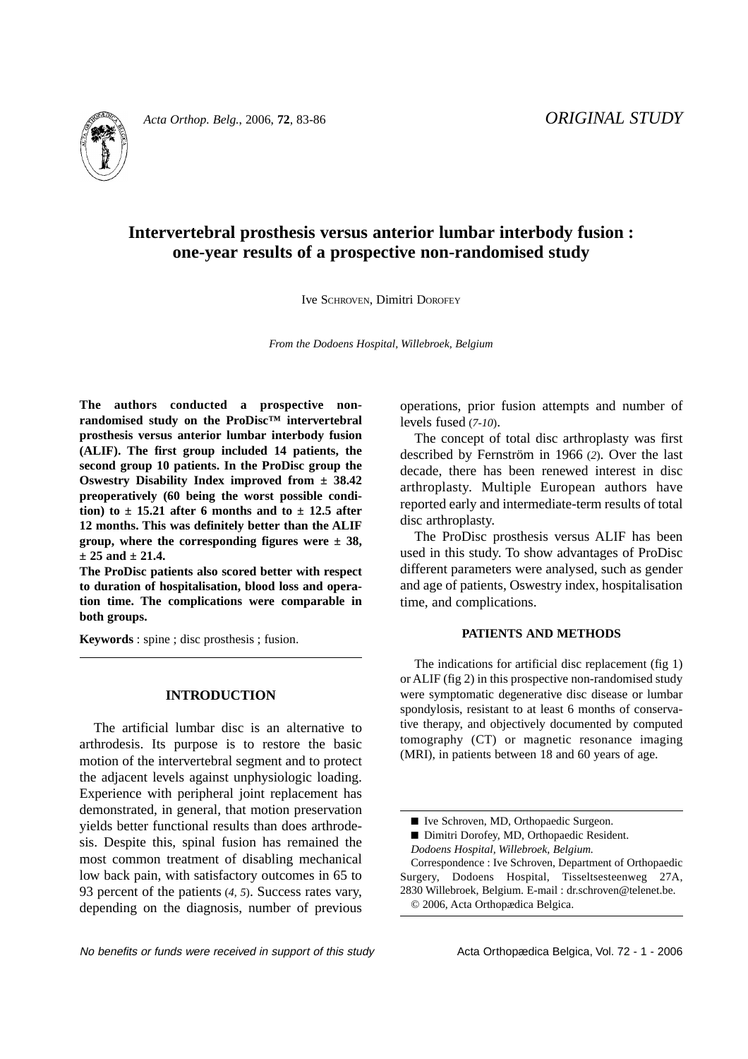ORIGINAL STUDY

# Intervertebral prosthesis versus anterior lumbar interbody fusion : one-year results of a prospective non-randomised study

Ive SCHROVEN, Dimitri DOROFEY

*From the Dodoens Hospital, Willebroek, Belgium*

**The authors conducted a prospective non-randomised study on the ProDisc™ intervertebral prosthesis versus anterior lumbar interbody fusion (ALIF). The first group included 14 patients, the second group 10 patients. In the ProDisc group the Oswestry Disability Index improved from ± 38.42 preoperatively (60 being the worst possible condition) to ± 15.21 after 6 months and to ± 12.5 after 12 months. This was definitely better than the ALIF group, where the corresponding figures were ± 38, ± 25 and ± 21.4.**

**The ProDisc patients also scored better with respect to duration of hospitalisation, blood loss and operation time. The complications were comparable in both groups.**

**Keywords** : spine ; disc prosthesis ; fusion.

## INTRODUCTION

The artificial lumbar disc is an alternative to arthrodesis. Its purpose is to restore the basic motion of the intervertebral segment and to protect the adjacent levels against unphysiologic loading. Experience with peripheral joint replacement has demonstrated, in general, that motion preservation yields better functional results than does arthrodesis. Despite this, spinal fusion has remained the most common treatment of disabling mechanical low back pain, with satisfactory outcomes in 65 to 93 percent of the patients (*4, 5*). Success rates vary, depending on the diagnosis, number of previous operations, prior fusion attempts and number of levels fused (*7-10*).

The concept of total disc arthroplasty was first described by Fernström in 1966 (*2*). Over the last decade, there has been renewed interest in disc arthroplasty. Multiple European authors have reported early and intermediate-term results of total disc arthroplasty.

The ProDisc prosthesis versus ALIF has been used in this study. To show advantages of ProDisc different parameters were analysed, such as gender and age of patients, Oswestry index, hospitalisation time, and complications.

## PATIENTS AND METHODS

The indications for artificial disc replacement (fig 1) or ALIF (fig 2) in this prospective non-randomised study were symptomatic degenerative disc disease or lumbar spondylosis, resistant to at least 6 months of conservative therapy, and objectively documented by computed tomography (CT) or magnetic resonance imaging (MRI), in patients between 18 and 60 years of age.

■ Ive Schroven, MD, Orthopaedic Surgeon.
■ Dimitri Dorofey, MD, Orthopaedic Resident.
*Dodoens Hospital, Willebroek, Belgium.*
Correspondence : Ive Schroven, Department of Orthopaedic Surgery, Dodoens Hospital, Tisseltsesteenweg 27A, 2830 Willebroek, Belgium. E-mail : dr.schroven@telenet.be.
© 2006, Acta Orthopædica Belgica.

*No benefits or funds were received in support of this study*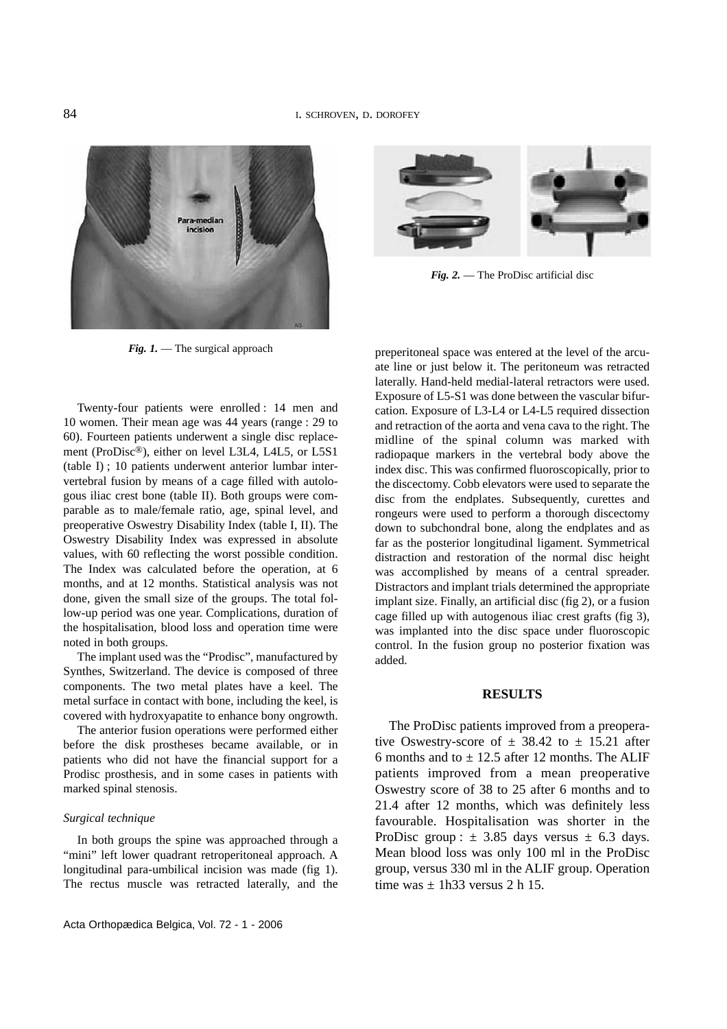*Fig. 1.* — The surgical approach

*Fig. 2.* — The ProDisc artificial disc

Twenty-four patients were enrolled : 14 men and 10 women. Their mean age was 44 years (range : 29 to 60). Fourteen patients underwent a single disc replacement (ProDisc®), either on level L3L4, L4L5, or L5S1 (table I) ; 10 patients underwent anterior lumbar intervertebral fusion by means of a cage filled with autologous iliac crest bone (table II). Both groups were comparable as to male/female ratio, age, spinal level, and preoperative Oswestry Disability Index (table I, II). The Oswestry Disability Index was expressed in absolute values, with 60 reflecting the worst possible condition. The Index was calculated before the operation, at 6 months, and at 12 months. Statistical analysis was not done, given the small size of the groups. The total follow-up period was one year. Complications, duration of the hospitalisation, blood loss and operation time were noted in both groups.

The implant used was the "Prodisc", manufactured by Synthes, Switzerland. The device is composed of three components. The two metal plates have a keel. The metal surface in contact with bone, including the keel, is covered with hydroxyapatite to enhance bony ongrowth.

The anterior fusion operations were performed either before the disk prostheses became available, or in patients who did not have the financial support for a Prodisc prosthesis, and in some cases in patients with marked spinal stenosis.

*Surgical technique*

In both groups the spine was approached through a "mini" left lower quadrant retroperitoneal approach. A longitudinal para-umbilical incision was made (fig 1). The rectus muscle was retracted laterally, and the preperitoneal space was entered at the level of the arcuate line or just below it. The peritoneum was retracted laterally. Hand-held medial-lateral retractors were used. Exposure of L5-S1 was done between the vascular bifurcation. Exposure of L3-L4 or L4-L5 required dissection and retraction of the aorta and vena cava to the right. The midline of the spinal column was marked with radiopaque markers in the vertebral body above the index disc. This was confirmed fluoroscopically, prior to the discectomy. Cobb elevators were used to separate the disc from the endplates. Subsequently, curettes and rongeurs were used to perform a thorough discectomy down to subchondral bone, along the endplates and as far as the posterior longitudinal ligament. Symmetrical distraction and restoration of the normal disc height was accomplished by means of a central spreader. Distractors and implant trials determined the appropriate implant size. Finally, an artificial disc (fig 2), or a fusion cage filled up with autogenous iliac crest grafts (fig 3), was implanted into the disc space under fluoroscopic control. In the fusion group no posterior fixation was added.

## RESULTS

The ProDisc patients improved from a preoperative Oswestry-score of ± 38.42 to ± 15.21 after 6 months and to ± 12.5 after 12 months. The ALIF patients improved from a mean preoperative Oswestry score of 38 to 25 after 6 months and to 21.4 after 12 months, which was definitely less favourable. Hospitalisation was shorter in the ProDisc group : ± 3.85 days versus ± 6.3 days. Mean blood loss was only 100 ml in the ProDisc group, versus 330 ml in the ALIF group. Operation time was ± 1h33 versus 2 h 15.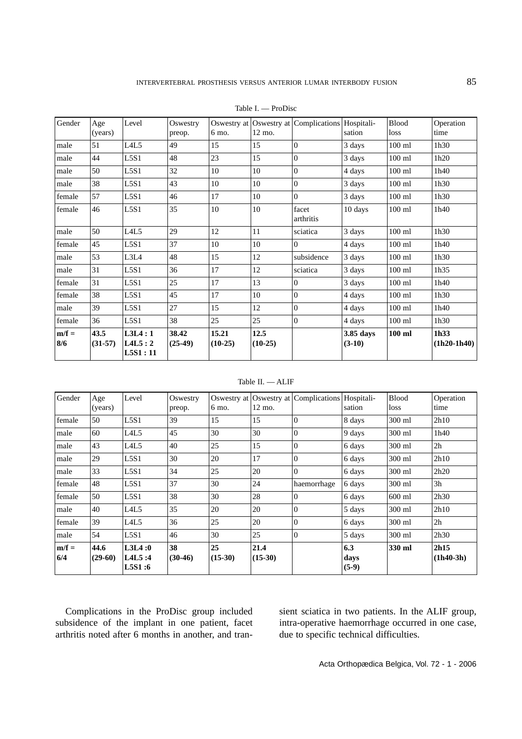Table I. — ProDisc

| Gender | Age (years) | Level | Oswestry preop. | Oswestry at 6 mo. | Oswestry at 12 mo. | Complications | Hospitali-sation | Blood loss | Operation time |
|---|---|---|---|---|---|---|---|---|---|
| male | 51 | L4L5 | 49 | 15 | 15 | 0 | 3 days | 100 ml | 1h30 |
| male | 44 | L5S1 | 48 | 23 | 15 | 0 | 3 days | 100 ml | 1h20 |
| male | 50 | L5S1 | 32 | 10 | 10 | 0 | 4 days | 100 ml | 1h40 |
| male | 38 | L5S1 | 43 | 10 | 10 | 0 | 3 days | 100 ml | 1h30 |
| female | 57 | L5S1 | 46 | 17 | 10 | 0 | 3 days | 100 ml | 1h30 |
| female | 46 | L5S1 | 35 | 10 | 10 | facet arthritis | 10 days | 100 ml | 1h40 |
| male | 50 | L4L5 | 29 | 12 | 11 | sciatica | 3 days | 100 ml | 1h30 |
| female | 45 | L5S1 | 37 | 10 | 10 | 0 | 4 days | 100 ml | 1h40 |
| male | 53 | L3L4 | 48 | 15 | 12 | subsidence | 3 days | 100 ml | 1h30 |
| male | 31 | L5S1 | 36 | 17 | 12 | sciatica | 3 days | 100 ml | 1h35 |
| female | 31 | L5S1 | 25 | 17 | 13 | 0 | 3 days | 100 ml | 1h40 |
| female | 38 | L5S1 | 45 | 17 | 10 | 0 | 4 days | 100 ml | 1h30 |
| male | 39 | L5S1 | 27 | 15 | 12 | 0 | 4 days | 100 ml | 1h40 |
| female | 36 | L5S1 | 38 | 25 | 25 | 0 | 4 days | 100 ml | 1h30 |
| **m/f = 8/6** | **43.5 (31-57)** | **L3L4 : 1 L4L5 : 2 L5S1 : 11** | **38.42 (25-49)** | **15.21 (10-25)** | **12.5 (10-25)** | | **3.85 days (3-10)** | **100 ml** | **1h33 (1h20-1h40)** |

Table II. — ALIF

| Gender | Age (years) | Level | Oswestry preop. | Oswestry at 6 mo. | Oswestry at 12 mo. | Complications | Hospitali-sation | Blood loss | Operation time |
|---|---|---|---|---|---|---|---|---|---|
| female | 50 | L5S1 | 39 | 15 | 15 | 0 | 8 days | 300 ml | 2h10 |
| male | 60 | L4L5 | 45 | 30 | 30 | 0 | 9 days | 300 ml | 1h40 |
| male | 43 | L4L5 | 40 | 25 | 15 | 0 | 6 days | 300 ml | 2h |
| male | 29 | L5S1 | 30 | 20 | 17 | 0 | 6 days | 300 ml | 2h10 |
| male | 33 | L5S1 | 34 | 25 | 20 | 0 | 6 days | 300 ml | 2h20 |
| female | 48 | L5S1 | 37 | 30 | 24 | haemorrhage | 6 days | 300 ml | 3h |
| female | 50 | L5S1 | 38 | 30 | 28 | 0 | 6 days | 600 ml | 2h30 |
| male | 40 | L4L5 | 35 | 20 | 20 | 0 | 5 days | 300 ml | 2h10 |
| female | 39 | L4L5 | 36 | 25 | 20 | 0 | 6 days | 300 ml | 2h |
| male | 54 | L5S1 | 46 | 30 | 25 | 0 | 5 days | 300 ml | 2h30 |
| **m/f = 6/4** | **44.6 (29-60)** | **L3L4 :0 L4L5 :4 L5S1 :6** | **38 (30-46)** | **25 (15-30)** | **21.4 (15-30)** | | **6.3 days (5-9)** | **330 ml** | **2h15 (1h40-3h)** |

Complications in the ProDisc group included subsidence of the implant in one patient, facet arthritis noted after 6 months in another, and transient sciatica in two patients. In the ALIF group, intra-operative haemorrhage occurred in one case, due to specific technical difficulties.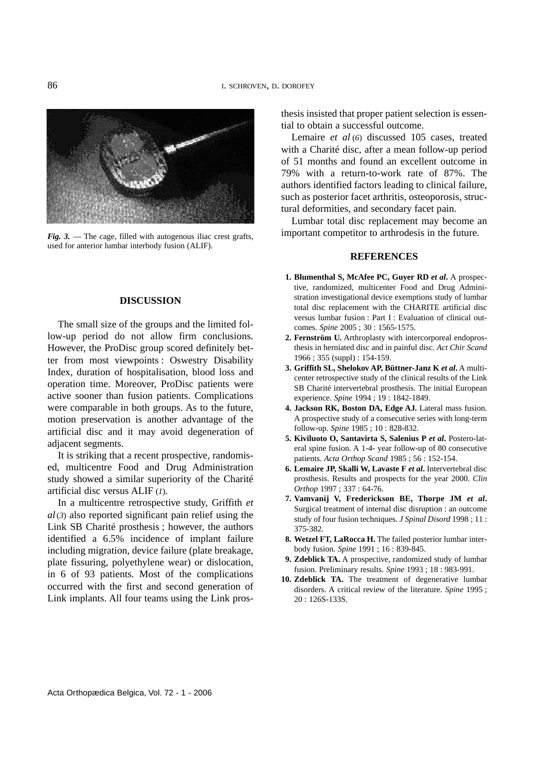*Fig. 3.* — The cage, filled with autogenous iliac crest grafts, used for anterior lumbar interbody fusion (ALIF).

## DISCUSSION

The small size of the groups and the limited follow-up period do not allow firm conclusions. However, the ProDisc group scored definitely better from most viewpoints : Oswestry Disability Index, duration of hospitalisation, blood loss and operation time. Moreover, ProDisc patients were active sooner than fusion patients. Complications were comparable in both groups. As to the future, motion preservation is another advantage of the artificial disc and it may avoid degeneration of adjacent segments.

It is striking that a recent prospective, randomised, multicentre Food and Drug Administration study showed a similar superiority of the Charité artificial disc versus ALIF (*1*).

In a multicentre retrospective study, Griffith *et al* (*3*) also reported significant pain relief using the Link SB Charité prosthesis ; however, the authors identified a 6.5% incidence of implant failure including migration, device failure (plate breakage, plate fissuring, polyethylene wear) or dislocation, in 6 of 93 patients. Most of the complications occurred with the first and second generation of Link implants. All four teams using the Link prosthesis insisted that proper patient selection is essential to obtain a successful outcome.

Lemaire *et al* (*6*) discussed 105 cases, treated with a Charité disc, after a mean follow-up period of 51 months and found an excellent outcome in 79% with a return-to-work rate of 87%. The authors identified factors leading to clinical failure, such as posterior facet arthritis, osteoporosis, structural deformities, and secondary facet pain.

Lumbar total disc replacement may become an important competitor to arthrodesis in the future.

## REFERENCES

1. **Blumenthal S, McAfee PC, Guyer RD *et al*.** A prospective, randomized, multicenter Food and Drug Administration investigational device exemptions study of lumbar total disc replacement with the CHARITE artificial disc versus lumbar fusion : Part I : Evaluation of clinical outcomes. *Spine* 2005 ; 30 : 1565-1575.
2. **Fernström U.** Arthroplasty with intercorporeal endoprosthesis in herniated disc and in painful disc. *Act Chir Scand* 1966 ; 355 (suppl) : 154-159.
3. **Griffith SL, Shelokov AP, Büttner-Janz K *et al*.** A multicenter retrospective study of the clinical results of the Link SB Charité intervertebral prosthesis. The initial European experience. *Spine* 1994 ; 19 : 1842-1849.
4. **Jackson RK, Boston DA, Edge AJ.** Lateral mass fusion. A prospective study of a consecutive series with long-term follow-up. *Spine* 1985 ; 10 : 828-832.
5. **Kiviluoto O, Santavirta S, Salenius P *et al*.** Postero-lateral spine fusion. A 1-4- year follow-up of 80 consecutive patients. *Acta Orthop Scand* 1985 ; 56 : 152-154.
6. **Lemaire JP, Skalli W, Lavaste F *et al*.** Intervertebral disc prosthesis. Results and prospects for the year 2000. *Clin Orthop* 1997 ; 337 : 64-76.
7. **Vamvanij V, Frederickson BE, Thorpe JM *et al*.** Surgical treatment of internal disc disruption : an outcome study of four fusion techniques. *J Spinal Disord* 1998 ; 11 : 375-382.
8. **Wetzel FT, LaRocca H.** The failed posterior lumbar interbody fusion. *Spine* 1991 ; 16 : 839-845.
9. **Zdeblick TA.** A prospective, randomized study of lumbar fusion. Preliminary results. *Spine* 1993 ; 18 : 983-991.
10. **Zdeblick TA.** The treatment of degenerative lumbar disorders. A critical review of the literature. *Spine* 1995 ; 20 : 126S-133S.